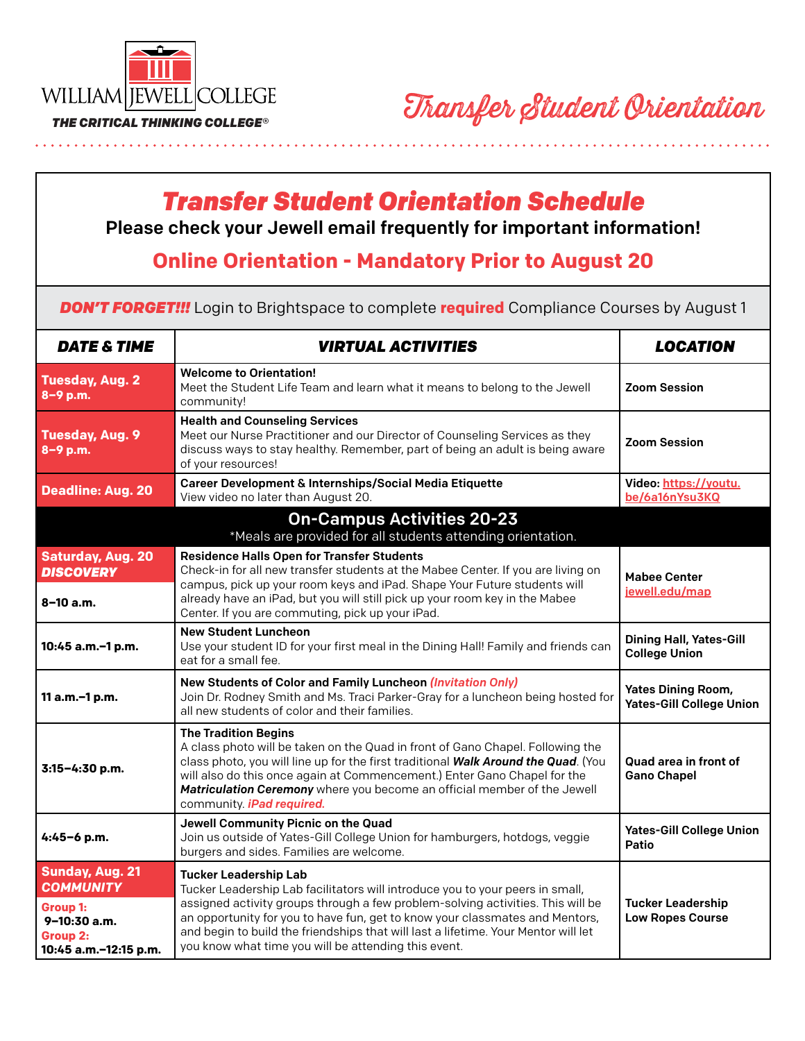WILLIAM JEWELL COLLEGE

***THE CRITICAL THINKING COLLEGE®***

# Transfer Student Orientation

## *Transfer Student Orientation Schedule*

**Please check your Jewell email frequently for important information!**

**Online Orientation - Mandatory Prior to August 20**

***DON'T FORGET!!!*** Login to Brightspace to complete **required** Compliance Courses by August 1

| *DATE & TIME* | *VIRTUAL ACTIVITIES* | *LOCATION* |
|---|---|---|
| **Tuesday, Aug. 2**<br>**8–9 p.m.** | **Welcome to Orientation!**<br>Meet the Student Life Team and learn what it means to belong to the Jewell community! | **Zoom Session** |
| **Tuesday, Aug. 9**<br>**8–9 p.m.** | **Health and Counseling Services**<br>Meet our Nurse Practitioner and our Director of Counseling Services as they discuss ways to stay healthy. Remember, part of being an adult is being aware of your resources! | **Zoom Session** |
| **Deadline: Aug. 20** | **Career Development & Internships/Social Media Etiquette**<br>View video no later than August 20. | **Video:** https://youtu.be/6a16nYsu3KQ |
| **On-Campus Activities 20-23**<br>*Meals are provided for all students attending orientation. | | |
| **Saturday, Aug. 20**<br>***DISCOVERY***<br>**8–10 a.m.** | **Residence Halls Open for Transfer Students**<br>Check-in for all new transfer students at the Mabee Center. If you are living on campus, pick up your room keys and iPad. Shape Your Future students will already have an iPad, but you will still pick up your room key in the Mabee Center. If you are commuting, pick up your iPad. | **Mabee Center**<br>jewell.edu/map |
| **10:45 a.m.–1 p.m.** | **New Student Luncheon**<br>Use your student ID for your first meal in the Dining Hall! Family and friends can eat for a small fee. | **Dining Hall, Yates-Gill College Union** |
| **11 a.m.–1 p.m.** | **New Students of Color and Family Luncheon** ***(Invitation Only)***<br>Join Dr. Rodney Smith and Ms. Traci Parker-Gray for a luncheon being hosted for all new students of color and their families. | **Yates Dining Room, Yates-Gill College Union** |
| **3:15–4:30 p.m.** | **The Tradition Begins**<br>A class photo will be taken on the Quad in front of Gano Chapel. Following the class photo, you will line up for the first traditional ***Walk Around the Quad***. (You will also do this once again at Commencement.) Enter Gano Chapel for the ***Matriculation Ceremony*** where you become an official member of the Jewell community. ***iPad required.*** | **Quad area in front of Gano Chapel** |
| **4:45–6 p.m.** | **Jewell Community Picnic on the Quad**<br>Join us outside of Yates-Gill College Union for hamburgers, hotdogs, veggie burgers and sides. Families are welcome. | **Yates-Gill College Union Patio** |
| **Sunday, Aug. 21**<br>***COMMUNITY***<br>**Group 1:**<br>**9–10:30 a.m.**<br>**Group 2:**<br>**10:45 a.m.–12:15 p.m.** | **Tucker Leadership Lab**<br>Tucker Leadership Lab facilitators will introduce you to your peers in small, assigned activity groups through a few problem-solving activities. This will be an opportunity for you to have fun, get to know your classmates and Mentors, and begin to build the friendships that will last a lifetime. Your Mentor will let you know what time you will be attending this event. | **Tucker Leadership Low Ropes Course** |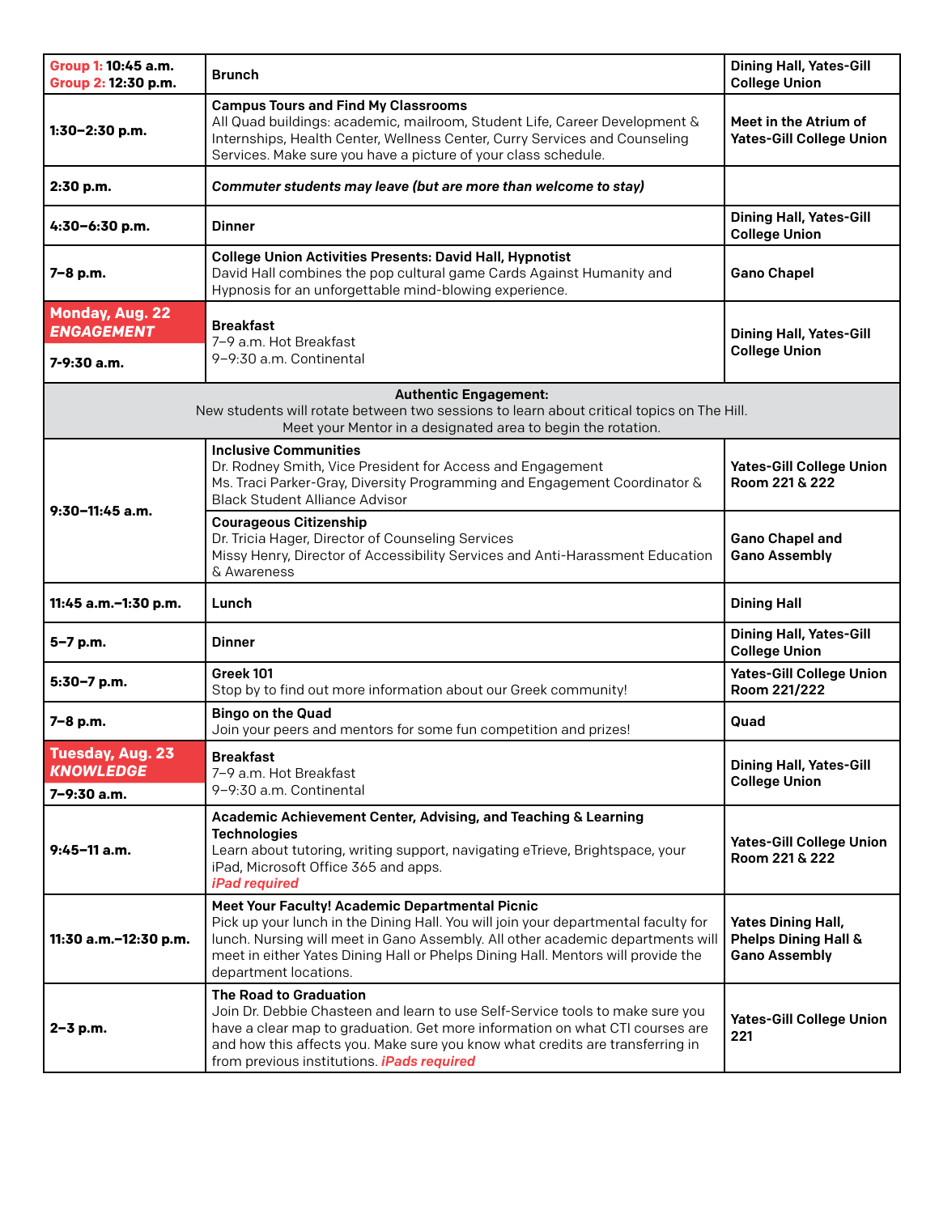| | | |
|---|---|---|
| **Group 1: 10:45 a.m.**<br>**Group 2: 12:30 p.m.** | **Brunch** | **Dining Hall, Yates-Gill College Union** |
| **1:30–2:30 p.m.** | **Campus Tours and Find My Classrooms**<br>All Quad buildings: academic, mailroom, Student Life, Career Development & Internships, Health Center, Wellness Center, Curry Services and Counseling Services. Make sure you have a picture of your class schedule. | **Meet in the Atrium of Yates-Gill College Union** |
| **2:30 p.m.** | ***Commuter students may leave (but are more than welcome to stay)*** | |
| **4:30–6:30 p.m.** | **Dinner** | **Dining Hall, Yates-Gill College Union** |
| **7–8 p.m.** | **College Union Activities Presents: David Hall, Hypnotist**<br>David Hall combines the pop cultural game Cards Against Humanity and Hypnosis for an unforgettable mind-blowing experience. | **Gano Chapel** |
| **Monday, Aug. 22**<br>***ENGAGEMENT***<br>**7-9:30 a.m.** | **Breakfast**<br>7–9 a.m. Hot Breakfast<br>9–9:30 a.m. Continental | **Dining Hall, Yates-Gill College Union** |
| **Authentic Engagement:**<br>New students will rotate between two sessions to learn about critical topics on The Hill.<br>Meet your Mentor in a designated area to begin the rotation. | | |
| **9:30–11:45 a.m.** | **Inclusive Communities**<br>Dr. Rodney Smith, Vice President for Access and Engagement<br>Ms. Traci Parker-Gray, Diversity Programming and Engagement Coordinator & Black Student Alliance Advisor | **Yates-Gill College Union Room 221 & 222** |
| | **Courageous Citizenship**<br>Dr. Tricia Hager, Director of Counseling Services<br>Missy Henry, Director of Accessibility Services and Anti-Harassment Education & Awareness | **Gano Chapel and Gano Assembly** |
| **11:45 a.m.–1:30 p.m.** | **Lunch** | **Dining Hall** |
| **5–7 p.m.** | **Dinner** | **Dining Hall, Yates-Gill College Union** |
| **5:30–7 p.m.** | **Greek 101**<br>Stop by to find out more information about our Greek community! | **Yates-Gill College Union Room 221/222** |
| **7–8 p.m.** | **Bingo on the Quad**<br>Join your peers and mentors for some fun competition and prizes! | **Quad** |
| **Tuesday, Aug. 23**<br>***KNOWLEDGE***<br>**7–9:30 a.m.** | **Breakfast**<br>7–9 a.m. Hot Breakfast<br>9–9:30 a.m. Continental | **Dining Hall, Yates-Gill College Union** |
| **9:45–11 a.m.** | **Academic Achievement Center, Advising, and Teaching & Learning Technologies**<br>Learn about tutoring, writing support, navigating eTrieve, Brightspace, your iPad, Microsoft Office 365 and apps.<br>***iPad required*** | **Yates-Gill College Union Room 221 & 222** |
| **11:30 a.m.–12:30 p.m.** | **Meet Your Faculty! Academic Departmental Picnic**<br>Pick up your lunch in the Dining Hall. You will join your departmental faculty for lunch. Nursing will meet in Gano Assembly. All other academic departments will meet in either Yates Dining Hall or Phelps Dining Hall. Mentors will provide the department locations. | **Yates Dining Hall, Phelps Dining Hall & Gano Assembly** |
| **2–3 p.m.** | **The Road to Graduation**<br>Join Dr. Debbie Chasteen and learn to use Self-Service tools to make sure you have a clear map to graduation. Get more information on what CTI courses are and how this affects you. Make sure you know what credits are transferring in from previous institutions. ***iPads required*** | **Yates-Gill College Union 221** |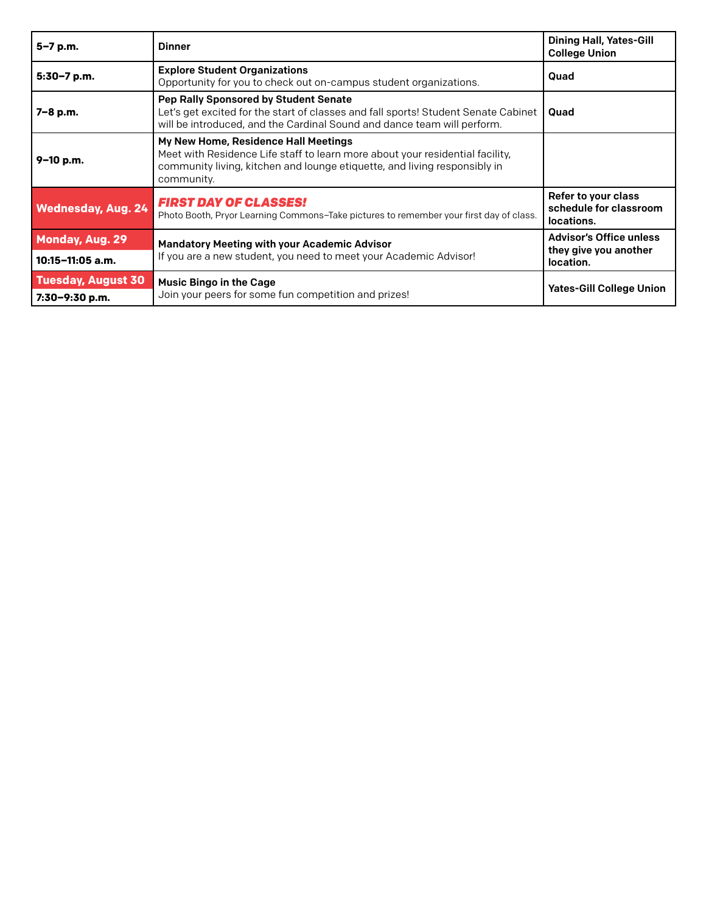| | | |
|---|---|---|
| **5–7 p.m.** | **Dinner** | **Dining Hall, Yates-Gill College Union** |
| **5:30–7 p.m.** | **Explore Student Organizations**<br>Opportunity for you to check out on-campus student organizations. | **Quad** |
| **7–8 p.m.** | **Pep Rally Sponsored by Student Senate**<br>Let's get excited for the start of classes and fall sports! Student Senate Cabinet will be introduced, and the Cardinal Sound and dance team will perform. | **Quad** |
| **9–10 p.m.** | **My New Home, Residence Hall Meetings**<br>Meet with Residence Life staff to learn more about your residential facility, community living, kitchen and lounge etiquette, and living responsibly in community. | |
| **Wednesday, Aug. 24** | ***FIRST DAY OF CLASSES!***<br>Photo Booth, Pryor Learning Commons–Take pictures to remember your first day of class. | **Refer to your class schedule for classroom locations.** |
| **Monday, Aug. 29**<br>**10:15–11:05 a.m.** | **Mandatory Meeting with your Academic Advisor**<br>If you are a new student, you need to meet your Academic Advisor! | **Advisor's Office unless they give you another location.** |
| **Tuesday, August 30**<br>**7:30–9:30 p.m.** | **Music Bingo in the Cage**<br>Join your peers for some fun competition and prizes! | **Yates-Gill College Union** |